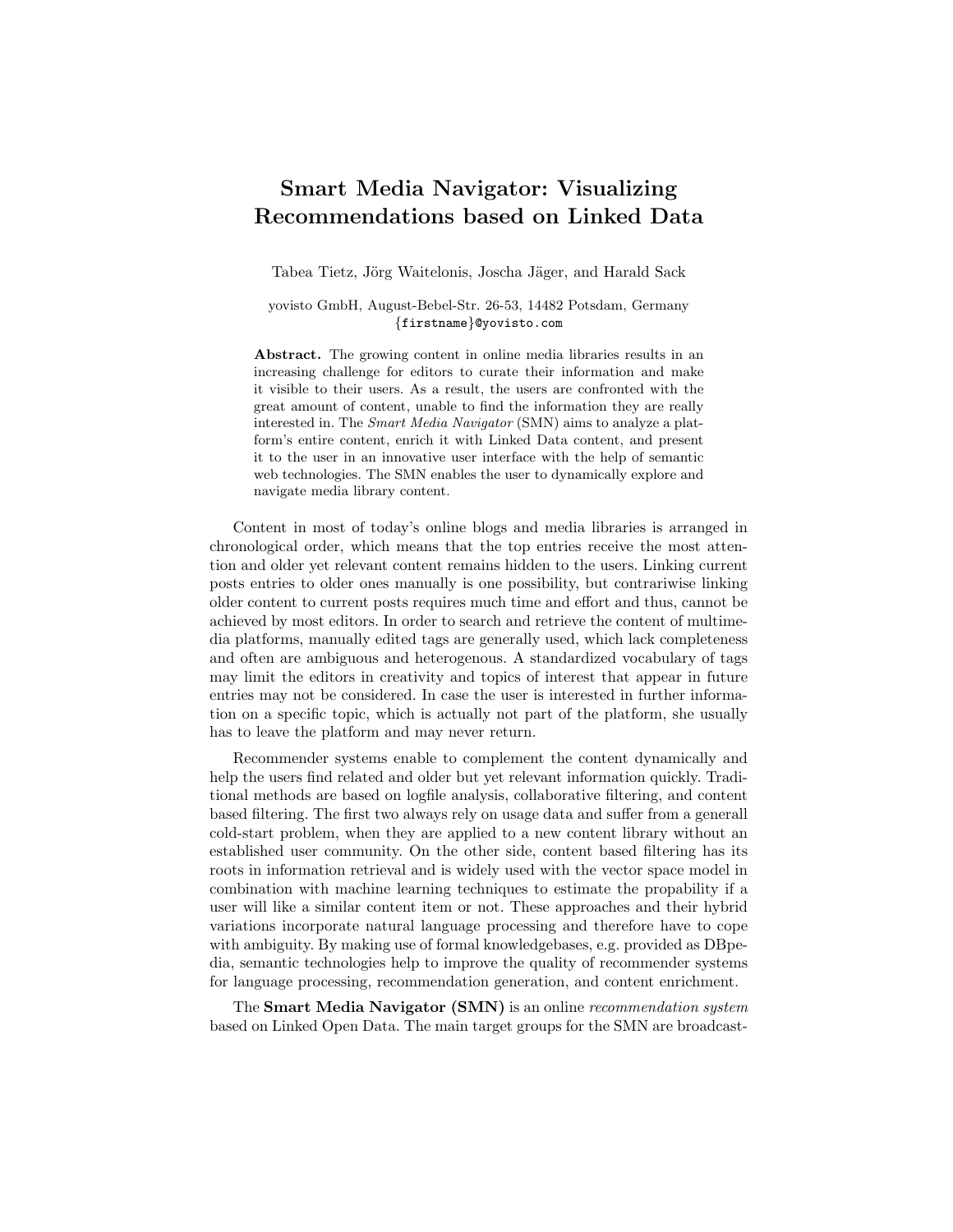# Smart Media Navigator: Visualizing Recommendations based on Linked Data

Tabea Tietz, Jörg Waitelonis, Joscha Jäger, and Harald Sack

yovisto GmbH, August-Bebel-Str. 26-53, 14482 Potsdam, Germany
{firstname}@yovisto.com

**Abstract.** The growing content in online media libraries results in an increasing challenge for editors to curate their information and make it visible to their users. As a result, the users are confronted with the great amount of content, unable to find the information they are really interested in. The *Smart Media Navigator* (SMN) aims to analyze a platform's entire content, enrich it with Linked Data content, and present it to the user in an innovative user interface with the help of semantic web technologies. The SMN enables the user to dynamically explore and navigate media library content.

Content in most of today's online blogs and media libraries is arranged in chronological order, which means that the top entries receive the most attention and older yet relevant content remains hidden to the users. Linking current posts entries to older ones manually is one possibility, but contrariwise linking older content to current posts requires much time and effort and thus, cannot be achieved by most editors. In order to search and retrieve the content of multimedia platforms, manually edited tags are generally used, which lack completeness and often are ambiguous and heterogenous. A standardized vocabulary of tags may limit the editors in creativity and topics of interest that appear in future entries may not be considered. In case the user is interested in further information on a specific topic, which is actually not part of the platform, she usually has to leave the platform and may never return.

Recommender systems enable to complement the content dynamically and help the users find related and older but yet relevant information quickly. Traditional methods are based on logfile analysis, collaborative filtering, and content based filtering. The first two always rely on usage data and suffer from a generall cold-start problem, when they are applied to a new content library without an established user community. On the other side, content based filtering has its roots in information retrieval and is widely used with the vector space model in combination with machine learning techniques to estimate the propability if a user will like a similar content item or not. These approaches and their hybrid variations incorporate natural language processing and therefore have to cope with ambiguity. By making use of formal knowledgebases, e.g. provided as DBpedia, semantic technologies help to improve the quality of recommender systems for language processing, recommendation generation, and content enrichment.

The **Smart Media Navigator (SMN)** is an online *recommendation system* based on Linked Open Data. The main target groups for the SMN are broadcast-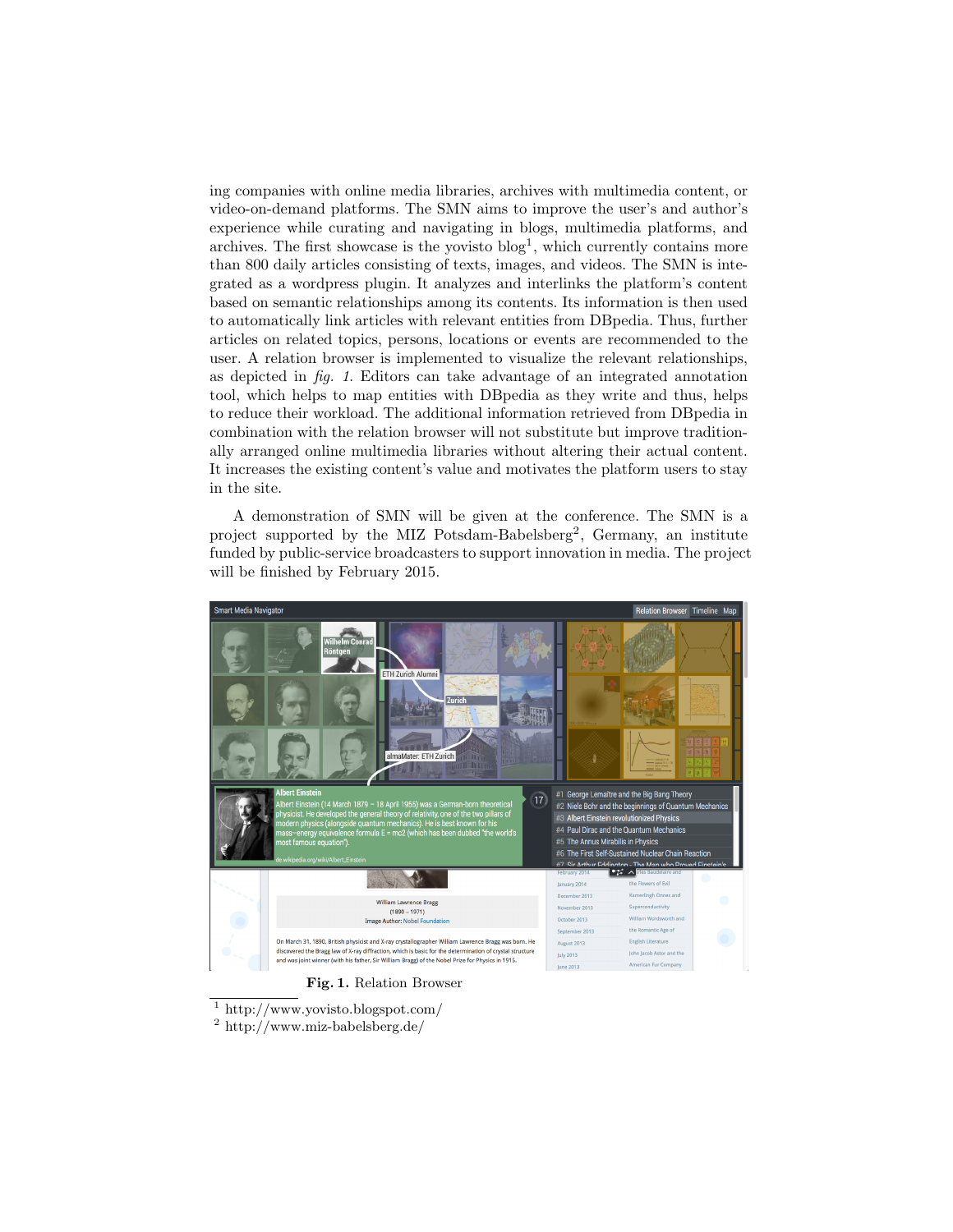ing companies with online media libraries, archives with multimedia content, or video-on-demand platforms. The SMN aims to improve the user's and author's experience while curating and navigating in blogs, multimedia platforms, and archives. The first showcase is the yovisto blog[1], which currently contains more than 800 daily articles consisting of texts, images, and videos. The SMN is integrated as a wordpress plugin. It analyzes and interlinks the platform's content based on semantic relationships among its contents. Its information is then used to automatically link articles with relevant entities from DBpedia. Thus, further articles on related topics, persons, locations or events are recommended to the user. A relation browser is implemented to visualize the relevant relationships, as depicted in *fig. 1.* Editors can take advantage of an integrated annotation tool, which helps to map entities with DBpedia as they write and thus, helps to reduce their workload. The additional information retrieved from DBpedia in combination with the relation browser will not substitute but improve traditionally arranged online multimedia libraries without altering their actual content. It increases the existing content's value and motivates the platform users to stay in the site.

A demonstration of SMN will be given at the conference. The SMN is a project supported by the MIZ Potsdam-Babelsberg[2], Germany, an institute funded by public-service broadcasters to support innovation in media. The project will be finished by February 2015.

**Fig. 1.** Relation Browser

[1] http://www.yovisto.blogspot.com/

[2] http://www.miz-babelsberg.de/